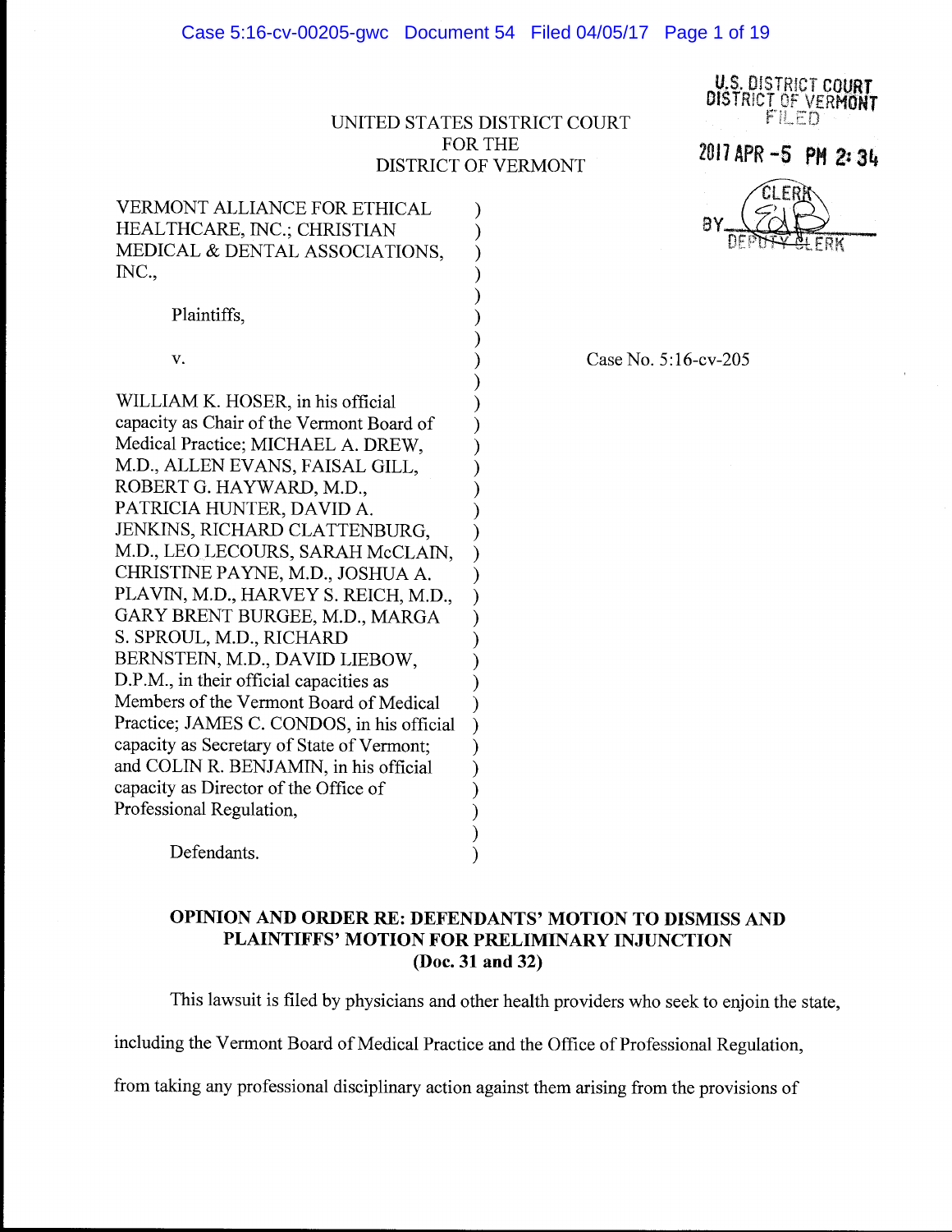UNITED STATES DISTRICT COURT
FOR THE
DISTRICT OF VERMONT

U.S. DISTRICT COURT
DISTRICT OF VERMONT
FILED

2017 APR -5 PM 2:34

CLERK
BY ___
DEPUTY CLERK

VERMONT ALLIANCE FOR ETHICAL HEALTHCARE, INC.; CHRISTIAN MEDICAL & DENTAL ASSOCIATIONS, INC.,

Plaintiffs,

v.

WILLIAM K. HOSER, in his official capacity as Chair of the Vermont Board of Medical Practice; MICHAEL A. DREW, M.D., ALLEN EVANS, FAISAL GILL, ROBERT G. HAYWARD, M.D., PATRICIA HUNTER, DAVID A. JENKINS, RICHARD CLATTENBURG, M.D., LEO LECOURS, SARAH McCLAIN, CHRISTINE PAYNE, M.D., JOSHUA A. PLAVIN, M.D., HARVEY S. REICH, M.D., GARY BRENT BURGEE, M.D., MARGA S. SPROUL, M.D., RICHARD BERNSTEIN, M.D., DAVID LIEBOW, D.P.M., in their official capacities as Members of the Vermont Board of Medical Practice; JAMES C. CONDOS, in his official capacity as Secretary of State of Vermont; and COLIN R. BENJAMIN, in his official capacity as Director of the Office of Professional Regulation,

Defendants.

Case No. 5:16-cv-205

**OPINION AND ORDER RE: DEFENDANTS' MOTION TO DISMISS AND PLAINTIFFS' MOTION FOR PRELIMINARY INJUNCTION (Doc. 31 and 32)**

This lawsuit is filed by physicians and other health providers who seek to enjoin the state, including the Vermont Board of Medical Practice and the Office of Professional Regulation, from taking any professional disciplinary action against them arising from the provisions of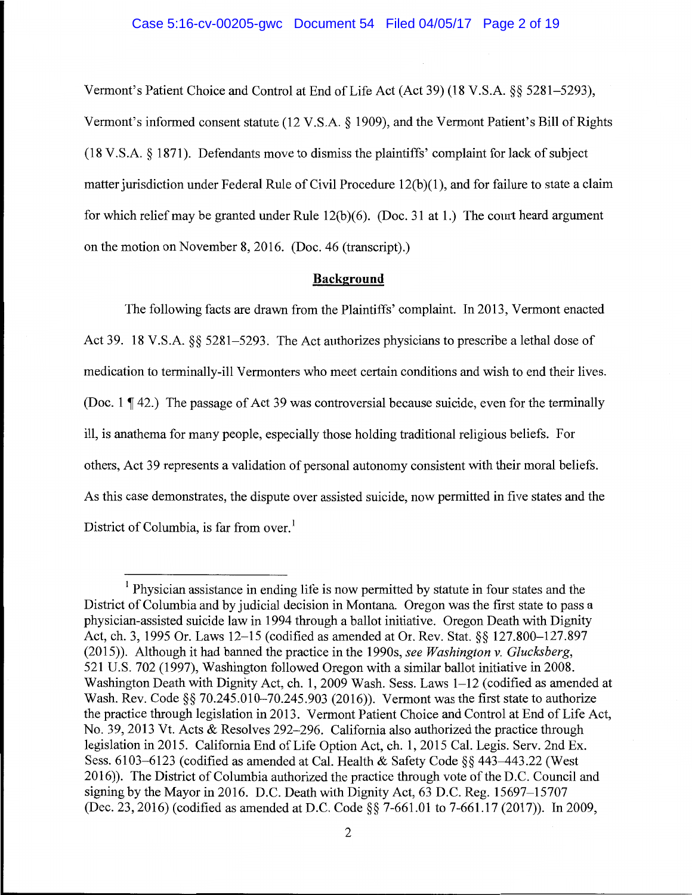Vermont's Patient Choice and Control at End of Life Act (Act 39) (18 V.S.A. §§ 5281–5293), Vermont's informed consent statute (12 V.S.A. § 1909), and the Vermont Patient's Bill of Rights (18 V.S.A. § 1871). Defendants move to dismiss the plaintiffs' complaint for lack of subject matter jurisdiction under Federal Rule of Civil Procedure 12(b)(1), and for failure to state a claim for which relief may be granted under Rule 12(b)(6). (Doc. 31 at 1.) The court heard argument on the motion on November 8, 2016. (Doc. 46 (transcript).)

## Background

The following facts are drawn from the Plaintiffs' complaint. In 2013, Vermont enacted Act 39. 18 V.S.A. §§ 5281–5293. The Act authorizes physicians to prescribe a lethal dose of medication to terminally-ill Vermonters who meet certain conditions and wish to end their lives. (Doc. 1 ¶ 42.) The passage of Act 39 was controversial because suicide, even for the terminally ill, is anathema for many people, especially those holding traditional religious beliefs. For others, Act 39 represents a validation of personal autonomy consistent with their moral beliefs. As this case demonstrates, the dispute over assisted suicide, now permitted in five states and the District of Columbia, is far from over.[1]

[1] Physician assistance in ending life is now permitted by statute in four states and the District of Columbia and by judicial decision in Montana. Oregon was the first state to pass a physician-assisted suicide law in 1994 through a ballot initiative. Oregon Death with Dignity Act, ch. 3, 1995 Or. Laws 12–15 (codified as amended at Or. Rev. Stat. §§ 127.800–127.897 (2015)). Although it had banned the practice in the 1990s, *see Washington v. Glucksberg*, 521 U.S. 702 (1997), Washington followed Oregon with a similar ballot initiative in 2008. Washington Death with Dignity Act, ch. 1, 2009 Wash. Sess. Laws 1–12 (codified as amended at Wash. Rev. Code §§ 70.245.010–70.245.903 (2016)). Vermont was the first state to authorize the practice through legislation in 2013. Vermont Patient Choice and Control at End of Life Act, No. 39, 2013 Vt. Acts & Resolves 292–296. California also authorized the practice through legislation in 2015. California End of Life Option Act, ch. 1, 2015 Cal. Legis. Serv. 2nd Ex. Sess. 6103–6123 (codified as amended at Cal. Health & Safety Code §§ 443–443.22 (West 2016)). The District of Columbia authorized the practice through vote of the D.C. Council and signing by the Mayor in 2016. D.C. Death with Dignity Act, 63 D.C. Reg. 15697–15707 (Dec. 23, 2016) (codified as amended at D.C. Code §§ 7-661.01 to 7-661.17 (2017)). In 2009,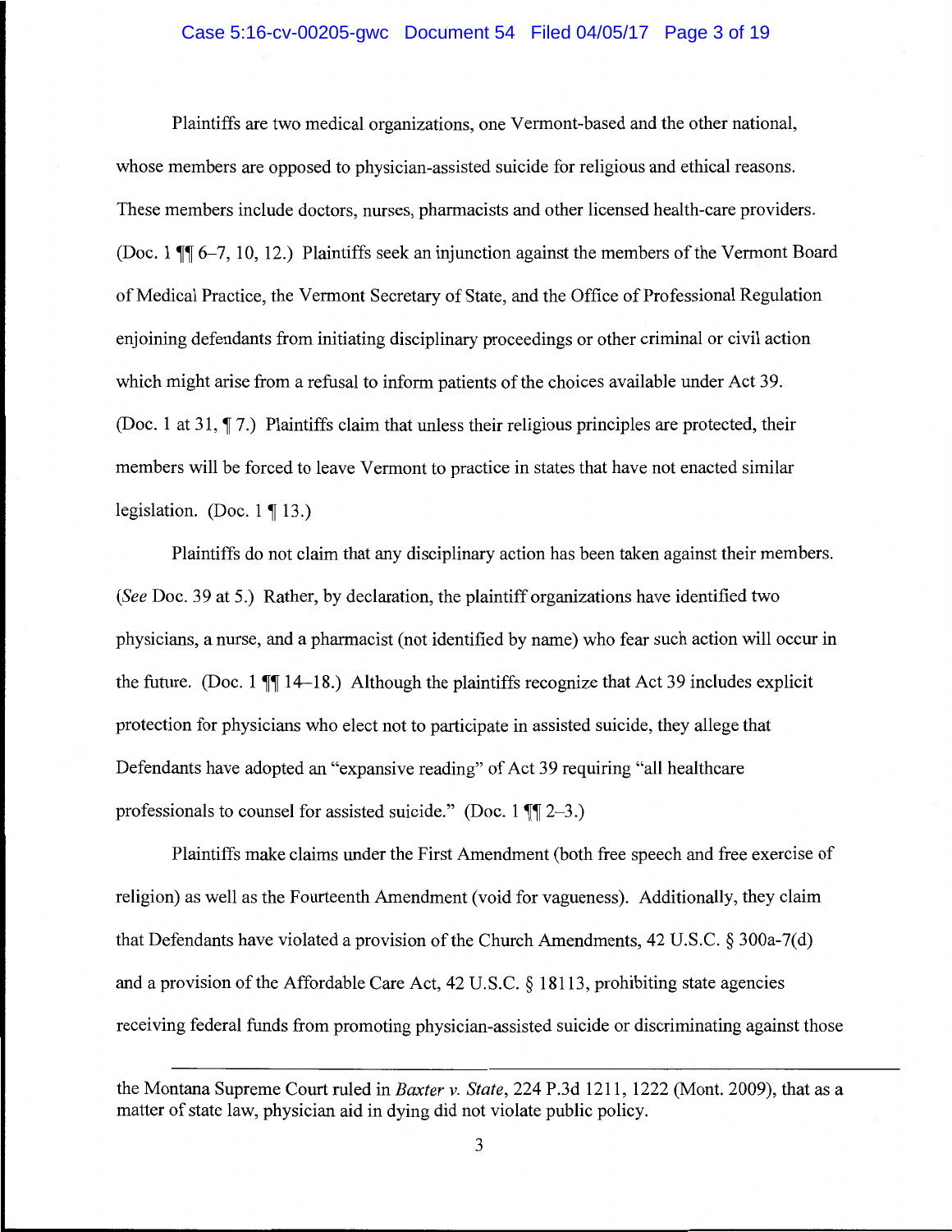Plaintiffs are two medical organizations, one Vermont-based and the other national, whose members are opposed to physician-assisted suicide for religious and ethical reasons. These members include doctors, nurses, pharmacists and other licensed health-care providers. (Doc. 1 ¶¶ 6–7, 10, 12.) Plaintiffs seek an injunction against the members of the Vermont Board of Medical Practice, the Vermont Secretary of State, and the Office of Professional Regulation enjoining defendants from initiating disciplinary proceedings or other criminal or civil action which might arise from a refusal to inform patients of the choices available under Act 39. (Doc. 1 at 31, ¶ 7.) Plaintiffs claim that unless their religious principles are protected, their members will be forced to leave Vermont to practice in states that have not enacted similar legislation. (Doc. 1 ¶ 13.)

Plaintiffs do not claim that any disciplinary action has been taken against their members. (*See* Doc. 39 at 5.) Rather, by declaration, the plaintiff organizations have identified two physicians, a nurse, and a pharmacist (not identified by name) who fear such action will occur in the future. (Doc. 1 ¶¶ 14–18.) Although the plaintiffs recognize that Act 39 includes explicit protection for physicians who elect not to participate in assisted suicide, they allege that Defendants have adopted an "expansive reading" of Act 39 requiring "all healthcare professionals to counsel for assisted suicide." (Doc. 1 ¶¶ 2–3.)

Plaintiffs make claims under the First Amendment (both free speech and free exercise of religion) as well as the Fourteenth Amendment (void for vagueness). Additionally, they claim that Defendants have violated a provision of the Church Amendments, 42 U.S.C. § 300a-7(d) and a provision of the Affordable Care Act, 42 U.S.C. § 18113, prohibiting state agencies receiving federal funds from promoting physician-assisted suicide or discriminating against those

---

the Montana Supreme Court ruled in *Baxter v. State*, 224 P.3d 1211, 1222 (Mont. 2009), that as a matter of state law, physician aid in dying did not violate public policy.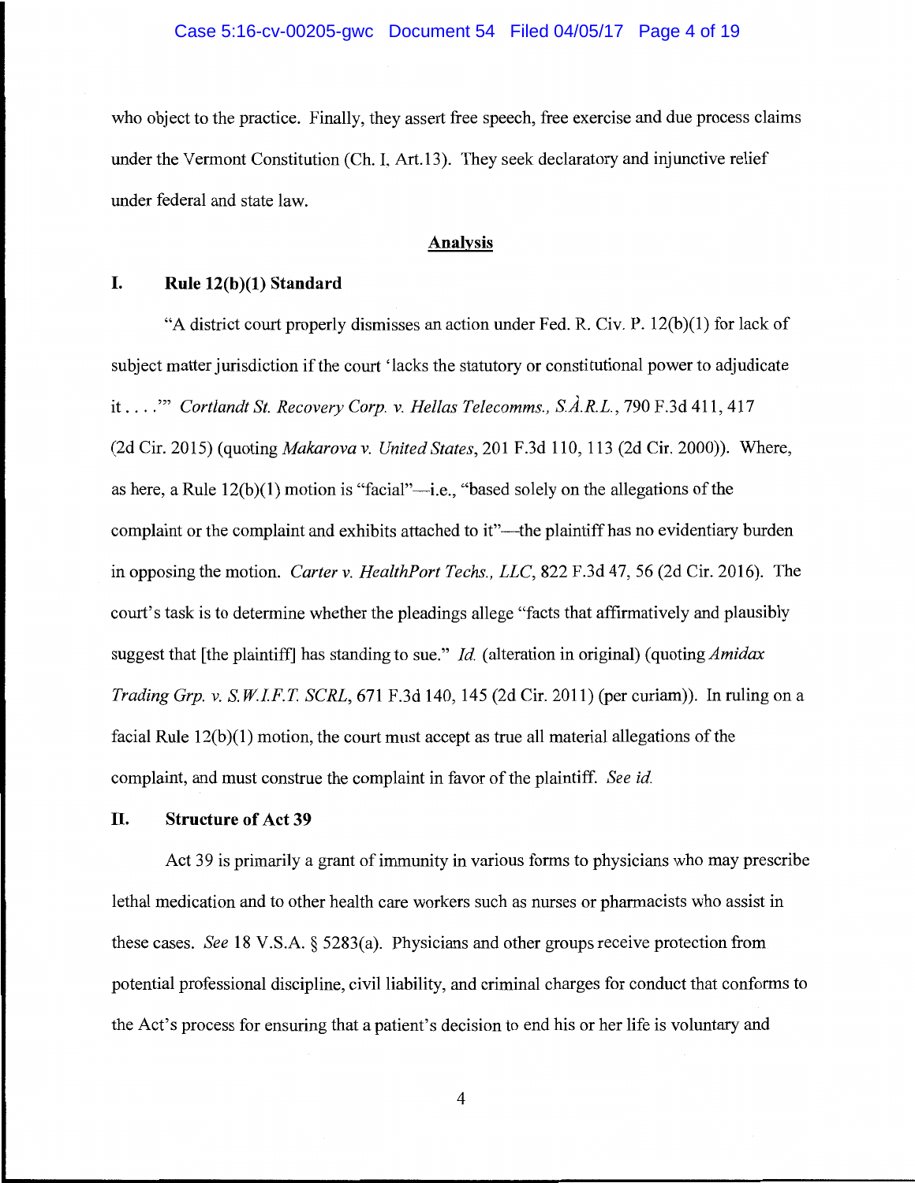who object to the practice. Finally, they assert free speech, free exercise and due process claims under the Vermont Constitution (Ch. I, Art.13). They seek declaratory and injunctive relief under federal and state law.

## Analysis

### I. Rule 12(b)(1) Standard

"A district court properly dismisses an action under Fed. R. Civ. P. 12(b)(1) for lack of subject matter jurisdiction if the court 'lacks the statutory or constitutional power to adjudicate it . . . .'" *Cortlandt St. Recovery Corp. v. Hellas Telecomms., S.À.R.L.*, 790 F.3d 411, 417 (2d Cir. 2015) (quoting *Makarova v. United States*, 201 F.3d 110, 113 (2d Cir. 2000)). Where, as here, a Rule 12(b)(1) motion is "facial"—i.e., "based solely on the allegations of the complaint or the complaint and exhibits attached to it"—the plaintiff has no evidentiary burden in opposing the motion. *Carter v. HealthPort Techs., LLC*, 822 F.3d 47, 56 (2d Cir. 2016). The court's task is to determine whether the pleadings allege "facts that affirmatively and plausibly suggest that [the plaintiff] has standing to sue." *Id.* (alteration in original) (quoting *Amidax Trading Grp. v. S.W.I.F.T. SCRL*, 671 F.3d 140, 145 (2d Cir. 2011) (per curiam)). In ruling on a facial Rule 12(b)(1) motion, the court must accept as true all material allegations of the complaint, and must construe the complaint in favor of the plaintiff. *See id.*

### II. Structure of Act 39

Act 39 is primarily a grant of immunity in various forms to physicians who may prescribe lethal medication and to other health care workers such as nurses or pharmacists who assist in these cases. *See* 18 V.S.A. § 5283(a). Physicians and other groups receive protection from potential professional discipline, civil liability, and criminal charges for conduct that conforms to the Act's process for ensuring that a patient's decision to end his or her life is voluntary and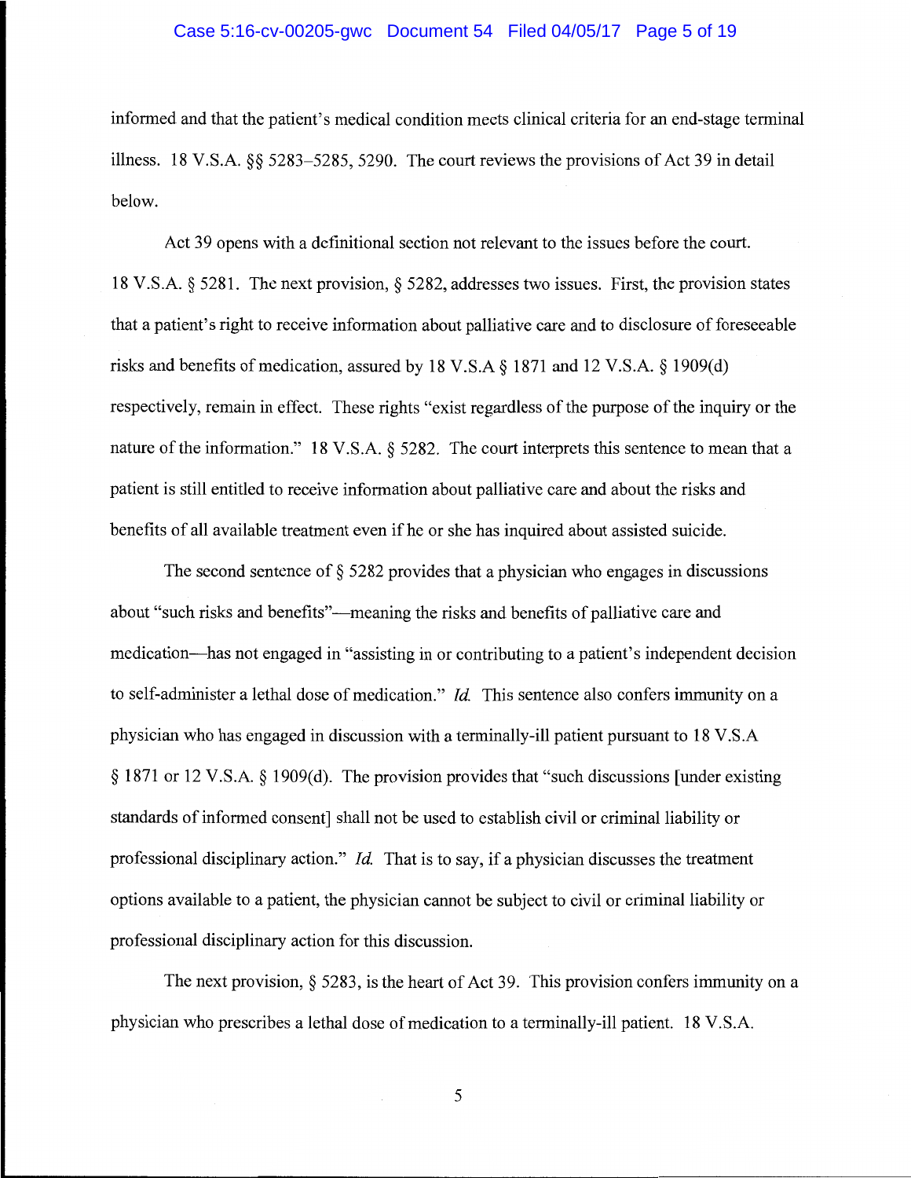informed and that the patient's medical condition meets clinical criteria for an end-stage terminal illness. 18 V.S.A. §§ 5283–5285, 5290. The court reviews the provisions of Act 39 in detail below.

Act 39 opens with a definitional section not relevant to the issues before the court. 18 V.S.A. § 5281. The next provision, § 5282, addresses two issues. First, the provision states that a patient's right to receive information about palliative care and to disclosure of foreseeable risks and benefits of medication, assured by 18 V.S.A § 1871 and 12 V.S.A. § 1909(d) respectively, remain in effect. These rights "exist regardless of the purpose of the inquiry or the nature of the information." 18 V.S.A. § 5282. The court interprets this sentence to mean that a patient is still entitled to receive information about palliative care and about the risks and benefits of all available treatment even if he or she has inquired about assisted suicide.

The second sentence of § 5282 provides that a physician who engages in discussions about "such risks and benefits"—meaning the risks and benefits of palliative care and medication—has not engaged in "assisting in or contributing to a patient's independent decision to self-administer a lethal dose of medication." *Id.* This sentence also confers immunity on a physician who has engaged in discussion with a terminally-ill patient pursuant to 18 V.S.A § 1871 or 12 V.S.A. § 1909(d). The provision provides that "such discussions [under existing standards of informed consent] shall not be used to establish civil or criminal liability or professional disciplinary action." *Id.* That is to say, if a physician discusses the treatment options available to a patient, the physician cannot be subject to civil or criminal liability or professional disciplinary action for this discussion.

The next provision, § 5283, is the heart of Act 39. This provision confers immunity on a physician who prescribes a lethal dose of medication to a terminally-ill patient. 18 V.S.A.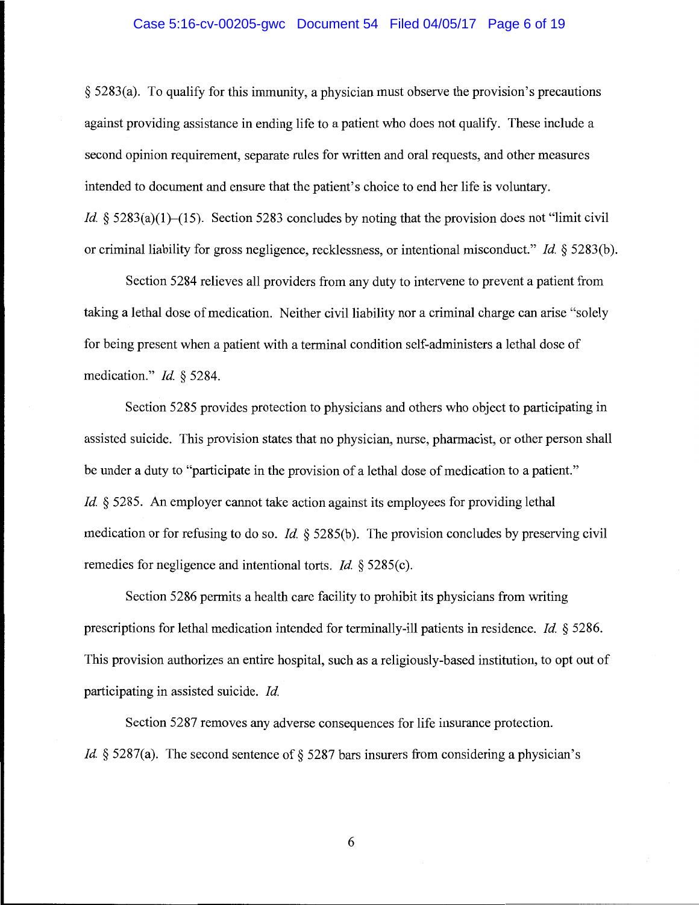§ 5283(a). To qualify for this immunity, a physician must observe the provision's precautions against providing assistance in ending life to a patient who does not qualify. These include a second opinion requirement, separate rules for written and oral requests, and other measures intended to document and ensure that the patient's choice to end her life is voluntary. *Id.* § 5283(a)(1)–(15). Section 5283 concludes by noting that the provision does not "limit civil or criminal liability for gross negligence, recklessness, or intentional misconduct." *Id.* § 5283(b).

Section 5284 relieves all providers from any duty to intervene to prevent a patient from taking a lethal dose of medication. Neither civil liability nor a criminal charge can arise "solely for being present when a patient with a terminal condition self-administers a lethal dose of medication." *Id.* § 5284.

Section 5285 provides protection to physicians and others who object to participating in assisted suicide. This provision states that no physician, nurse, pharmacist, or other person shall be under a duty to "participate in the provision of a lethal dose of medication to a patient." *Id.* § 5285. An employer cannot take action against its employees for providing lethal medication or for refusing to do so. *Id.* § 5285(b). The provision concludes by preserving civil remedies for negligence and intentional torts. *Id.* § 5285(c).

Section 5286 permits a health care facility to prohibit its physicians from writing prescriptions for lethal medication intended for terminally-ill patients in residence. *Id.* § 5286. This provision authorizes an entire hospital, such as a religiously-based institution, to opt out of participating in assisted suicide. *Id.*

Section 5287 removes any adverse consequences for life insurance protection. *Id.* § 5287(a). The second sentence of § 5287 bars insurers from considering a physician's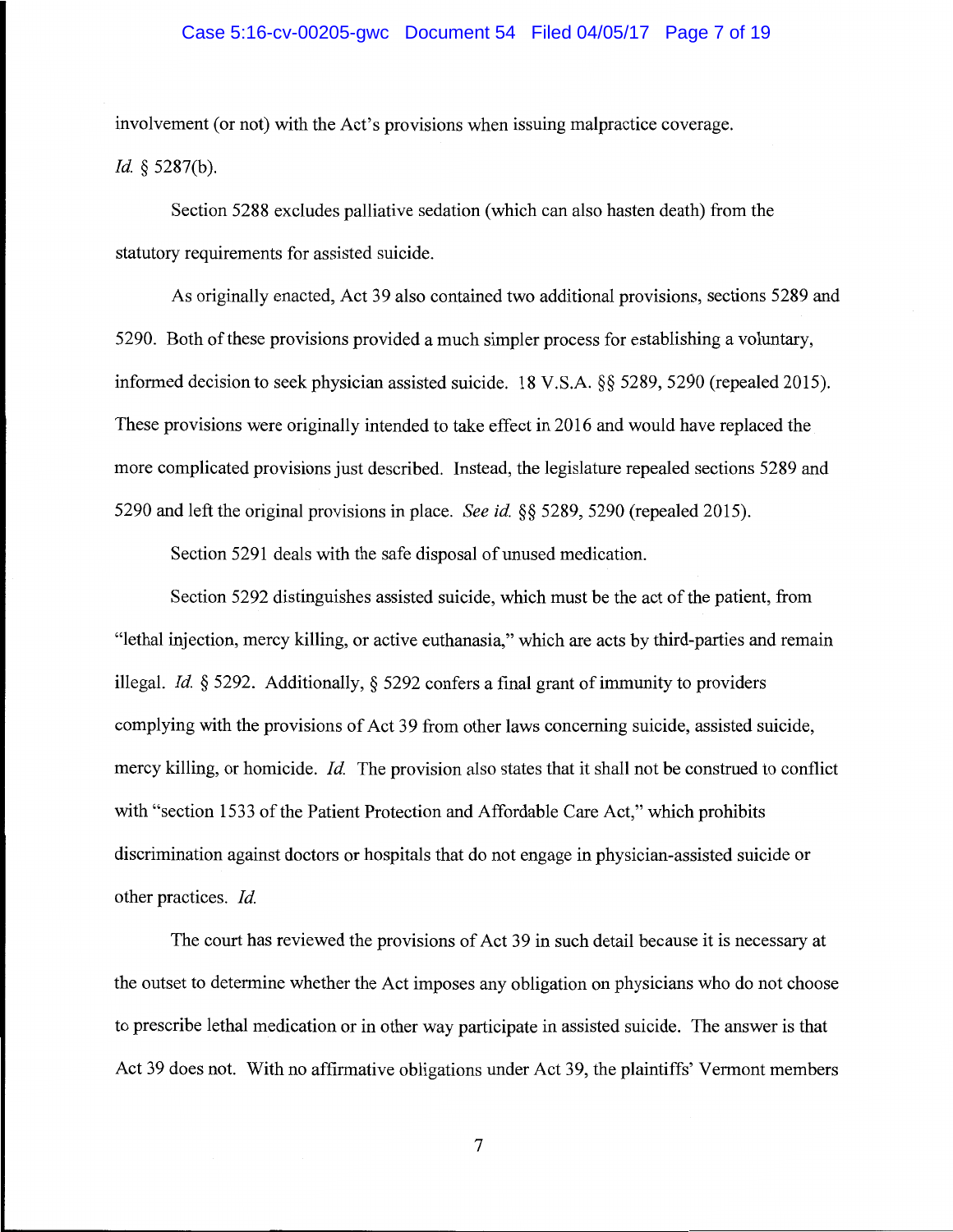involvement (or not) with the Act's provisions when issuing malpractice coverage. *Id.* § 5287(b).

Section 5288 excludes palliative sedation (which can also hasten death) from the statutory requirements for assisted suicide.

As originally enacted, Act 39 also contained two additional provisions, sections 5289 and 5290. Both of these provisions provided a much simpler process for establishing a voluntary, informed decision to seek physician assisted suicide. 18 V.S.A. §§ 5289, 5290 (repealed 2015). These provisions were originally intended to take effect in 2016 and would have replaced the more complicated provisions just described. Instead, the legislature repealed sections 5289 and 5290 and left the original provisions in place. *See id.* §§ 5289, 5290 (repealed 2015).

Section 5291 deals with the safe disposal of unused medication.

Section 5292 distinguishes assisted suicide, which must be the act of the patient, from "lethal injection, mercy killing, or active euthanasia," which are acts by third-parties and remain illegal. *Id.* § 5292. Additionally, § 5292 confers a final grant of immunity to providers complying with the provisions of Act 39 from other laws concerning suicide, assisted suicide, mercy killing, or homicide. *Id.* The provision also states that it shall not be construed to conflict with "section 1533 of the Patient Protection and Affordable Care Act," which prohibits discrimination against doctors or hospitals that do not engage in physician-assisted suicide or other practices. *Id.*

The court has reviewed the provisions of Act 39 in such detail because it is necessary at the outset to determine whether the Act imposes any obligation on physicians who do not choose to prescribe lethal medication or in other way participate in assisted suicide. The answer is that Act 39 does not. With no affirmative obligations under Act 39, the plaintiffs' Vermont members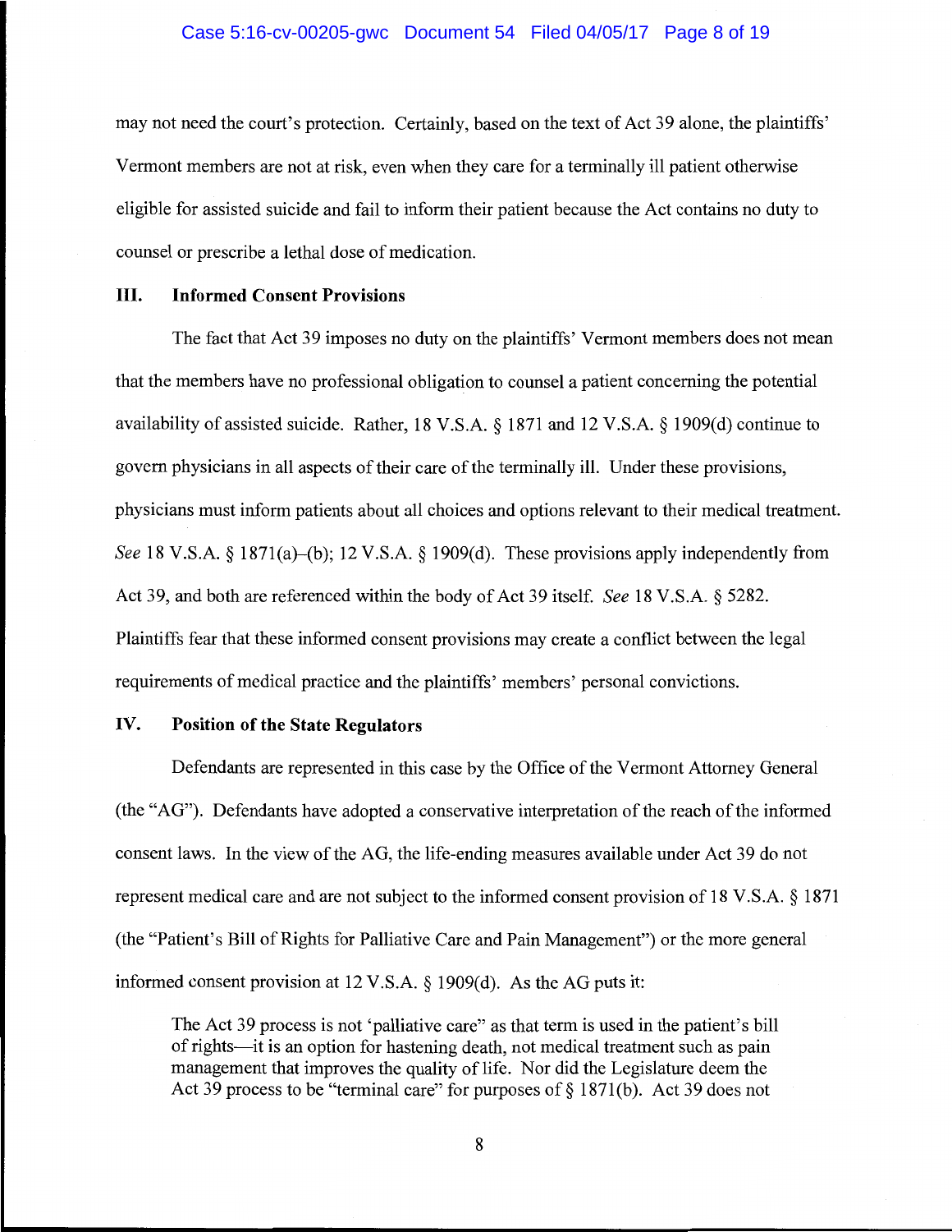may not need the court's protection. Certainly, based on the text of Act 39 alone, the plaintiffs' Vermont members are not at risk, even when they care for a terminally ill patient otherwise eligible for assisted suicide and fail to inform their patient because the Act contains no duty to counsel or prescribe a lethal dose of medication.

## III. Informed Consent Provisions

The fact that Act 39 imposes no duty on the plaintiffs' Vermont members does not mean that the members have no professional obligation to counsel a patient concerning the potential availability of assisted suicide. Rather, 18 V.S.A. § 1871 and 12 V.S.A. § 1909(d) continue to govern physicians in all aspects of their care of the terminally ill. Under these provisions, physicians must inform patients about all choices and options relevant to their medical treatment. *See* 18 V.S.A. § 1871(a)–(b); 12 V.S.A. § 1909(d). These provisions apply independently from Act 39, and both are referenced within the body of Act 39 itself. *See* 18 V.S.A. § 5282. Plaintiffs fear that these informed consent provisions may create a conflict between the legal requirements of medical practice and the plaintiffs' members' personal convictions.

## IV. Position of the State Regulators

Defendants are represented in this case by the Office of the Vermont Attorney General (the "AG"). Defendants have adopted a conservative interpretation of the reach of the informed consent laws. In the view of the AG, the life-ending measures available under Act 39 do not represent medical care and are not subject to the informed consent provision of 18 V.S.A. § 1871 (the "Patient's Bill of Rights for Palliative Care and Pain Management") or the more general informed consent provision at 12 V.S.A. § 1909(d). As the AG puts it:

> The Act 39 process is not 'palliative care" as that term is used in the patient's bill of rights—it is an option for hastening death, not medical treatment such as pain management that improves the quality of life. Nor did the Legislature deem the Act 39 process to be "terminal care" for purposes of § 1871(b). Act 39 does not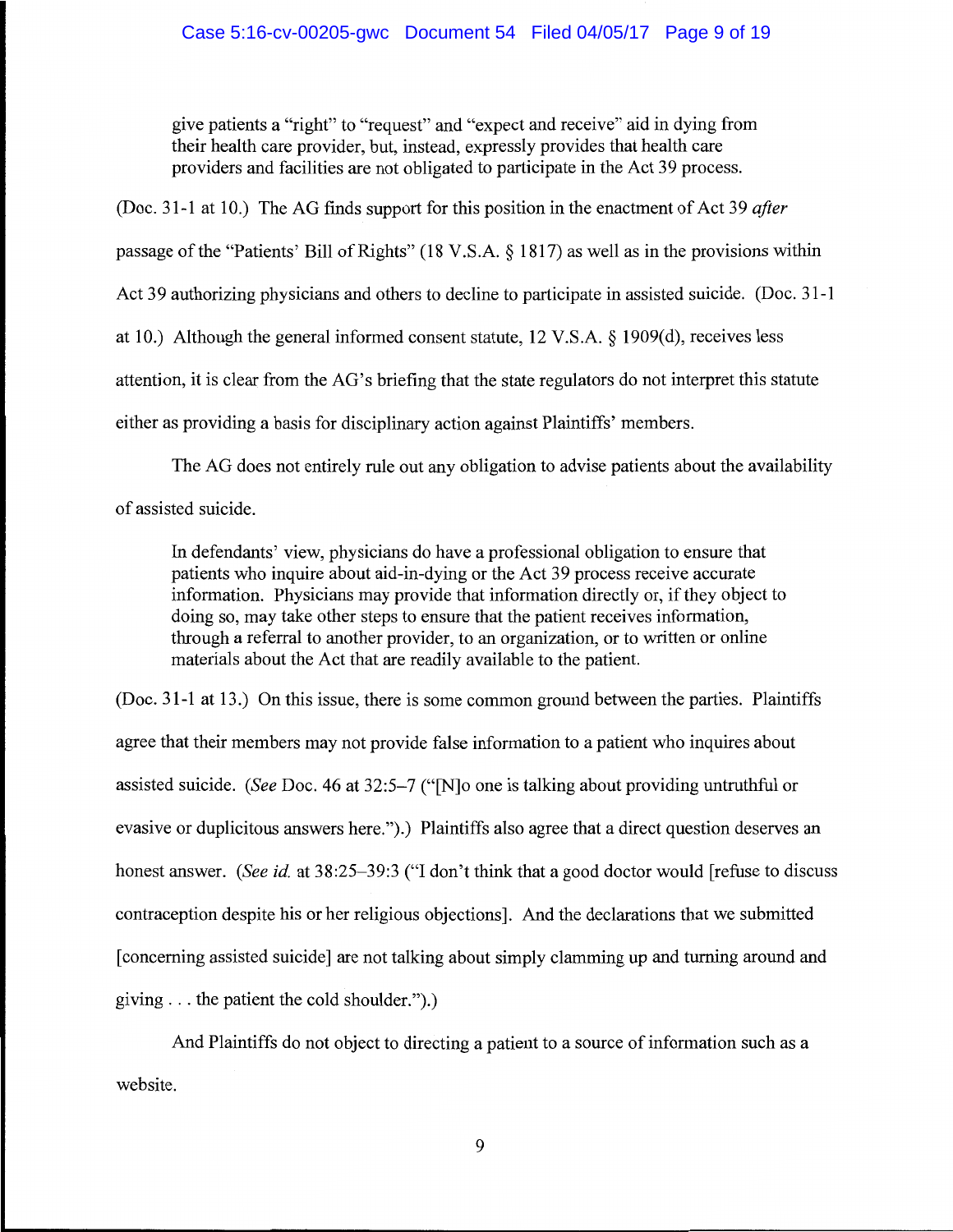> give patients a "right" to "request" and "expect and receive" aid in dying from their health care provider, but, instead, expressly provides that health care providers and facilities are not obligated to participate in the Act 39 process.

(Doc. 31-1 at 10.) The AG finds support for this position in the enactment of Act 39 *after* passage of the "Patients' Bill of Rights" (18 V.S.A. § 1817) as well as in the provisions within Act 39 authorizing physicians and others to decline to participate in assisted suicide. (Doc. 31-1 at 10.) Although the general informed consent statute, 12 V.S.A. § 1909(d), receives less attention, it is clear from the AG's briefing that the state regulators do not interpret this statute either as providing a basis for disciplinary action against Plaintiffs' members.

The AG does not entirely rule out any obligation to advise patients about the availability of assisted suicide.

> In defendants' view, physicians do have a professional obligation to ensure that patients who inquire about aid-in-dying or the Act 39 process receive accurate information. Physicians may provide that information directly or, if they object to doing so, may take other steps to ensure that the patient receives information, through a referral to another provider, to an organization, or to written or online materials about the Act that are readily available to the patient.

(Doc. 31-1 at 13.) On this issue, there is some common ground between the parties. Plaintiffs agree that their members may not provide false information to a patient who inquires about assisted suicide. (*See* Doc. 46 at 32:5–7 ("[N]o one is talking about providing untruthful or evasive or duplicitous answers here.").) Plaintiffs also agree that a direct question deserves an honest answer. (*See id.* at 38:25–39:3 ("I don't think that a good doctor would [refuse to discuss contraception despite his or her religious objections]. And the declarations that we submitted [concerning assisted suicide] are not talking about simply clamming up and turning around and giving . . . the patient the cold shoulder.").)

And Plaintiffs do not object to directing a patient to a source of information such as a website.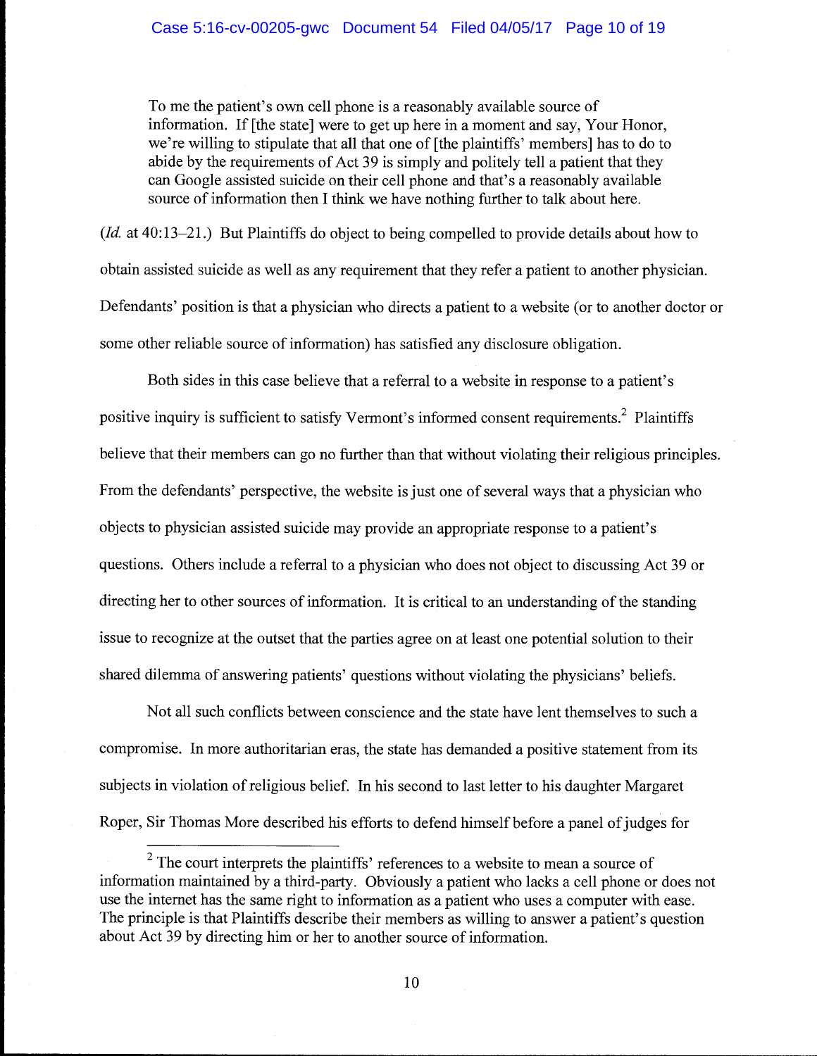> To me the patient's own cell phone is a reasonably available source of information. If [the state] were to get up here in a moment and say, Your Honor, we're willing to stipulate that all that one of [the plaintiffs' members] has to do to abide by the requirements of Act 39 is simply and politely tell a patient that they can Google assisted suicide on their cell phone and that's a reasonably available source of information then I think we have nothing further to talk about here.

(*Id.* at 40:13–21.) But Plaintiffs do object to being compelled to provide details about how to obtain assisted suicide as well as any requirement that they refer a patient to another physician. Defendants' position is that a physician who directs a patient to a website (or to another doctor or some other reliable source of information) has satisfied any disclosure obligation.

Both sides in this case believe that a referral to a website in response to a patient's positive inquiry is sufficient to satisfy Vermont's informed consent requirements.[2] Plaintiffs believe that their members can go no further than that without violating their religious principles. From the defendants' perspective, the website is just one of several ways that a physician who objects to physician assisted suicide may provide an appropriate response to a patient's questions. Others include a referral to a physician who does not object to discussing Act 39 or directing her to other sources of information. It is critical to an understanding of the standing issue to recognize at the outset that the parties agree on at least one potential solution to their shared dilemma of answering patients' questions without violating the physicians' beliefs.

Not all such conflicts between conscience and the state have lent themselves to such a compromise. In more authoritarian eras, the state has demanded a positive statement from its subjects in violation of religious belief. In his second to last letter to his daughter Margaret Roper, Sir Thomas More described his efforts to defend himself before a panel of judges for

---

[2] The court interprets the plaintiffs' references to a website to mean a source of information maintained by a third-party. Obviously a patient who lacks a cell phone or does not use the internet has the same right to information as a patient who uses a computer with ease. The principle is that Plaintiffs describe their members as willing to answer a patient's question about Act 39 by directing him or her to another source of information.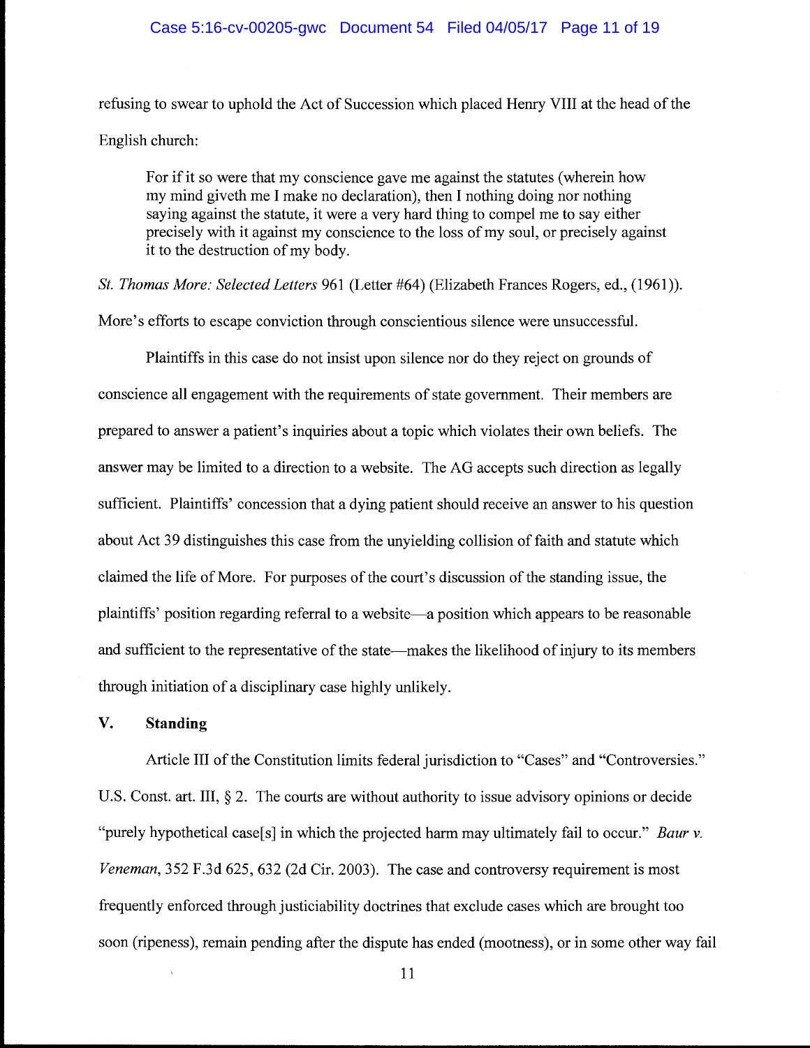refusing to swear to uphold the Act of Succession which placed Henry VIII at the head of the English church:

> For if it so were that my conscience gave me against the statutes (wherein how my mind giveth me I make no declaration), then I nothing doing nor nothing saying against the statute, it were a very hard thing to compel me to say either precisely with it against my conscience to the loss of my soul, or precisely against it to the destruction of my body.

*St. Thomas More: Selected Letters* 961 (Letter #64) (Elizabeth Frances Rogers, ed., (1961)). More's efforts to escape conviction through conscientious silence were unsuccessful.

Plaintiffs in this case do not insist upon silence nor do they reject on grounds of conscience all engagement with the requirements of state government. Their members are prepared to answer a patient's inquiries about a topic which violates their own beliefs. The answer may be limited to a direction to a website. The AG accepts such direction as legally sufficient. Plaintiffs' concession that a dying patient should receive an answer to his question about Act 39 distinguishes this case from the unyielding collision of faith and statute which claimed the life of More. For purposes of the court's discussion of the standing issue, the plaintiffs' position regarding referral to a website—a position which appears to be reasonable and sufficient to the representative of the state—makes the likelihood of injury to its members through initiation of a disciplinary case highly unlikely.

## V. Standing

Article III of the Constitution limits federal jurisdiction to "Cases" and "Controversies." U.S. Const. art. III, § 2. The courts are without authority to issue advisory opinions or decide "purely hypothetical case[s] in which the projected harm may ultimately fail to occur." *Baur v. Veneman*, 352 F.3d 625, 632 (2d Cir. 2003). The case and controversy requirement is most frequently enforced through justiciability doctrines that exclude cases which are brought too soon (ripeness), remain pending after the dispute has ended (mootness), or in some other way fail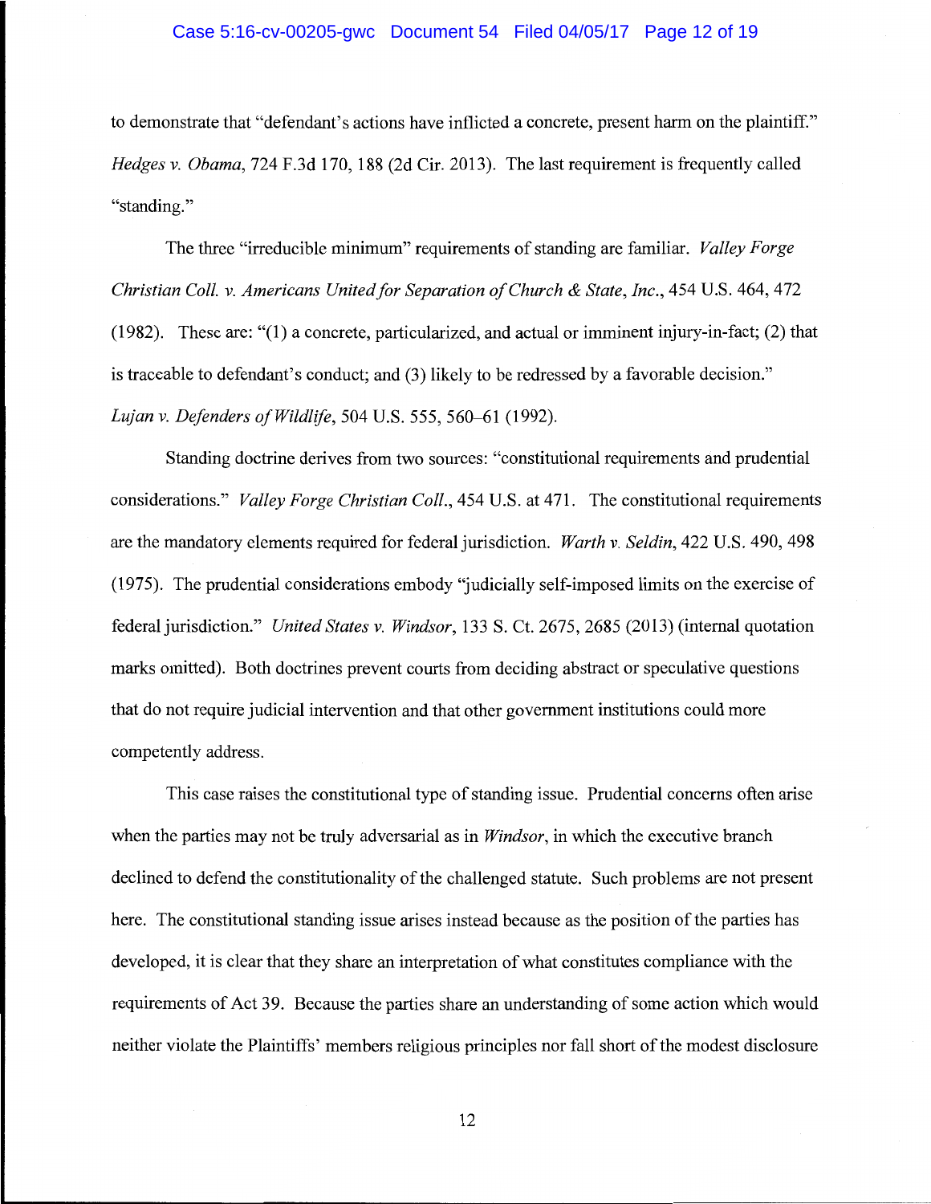to demonstrate that "defendant's actions have inflicted a concrete, present harm on the plaintiff." *Hedges v. Obama*, 724 F.3d 170, 188 (2d Cir. 2013). The last requirement is frequently called "standing."

The three "irreducible minimum" requirements of standing are familiar. *Valley Forge Christian Coll. v. Americans United for Separation of Church & State, Inc.*, 454 U.S. 464, 472 (1982). These are: "(1) a concrete, particularized, and actual or imminent injury-in-fact; (2) that is traceable to defendant's conduct; and (3) likely to be redressed by a favorable decision." *Lujan v. Defenders of Wildlife*, 504 U.S. 555, 560–61 (1992).

Standing doctrine derives from two sources: "constitutional requirements and prudential considerations." *Valley Forge Christian Coll.*, 454 U.S. at 471. The constitutional requirements are the mandatory elements required for federal jurisdiction. *Warth v. Seldin*, 422 U.S. 490, 498 (1975). The prudential considerations embody "judicially self-imposed limits on the exercise of federal jurisdiction." *United States v. Windsor*, 133 S. Ct. 2675, 2685 (2013) (internal quotation marks omitted). Both doctrines prevent courts from deciding abstract or speculative questions that do not require judicial intervention and that other government institutions could more competently address.

This case raises the constitutional type of standing issue. Prudential concerns often arise when the parties may not be truly adversarial as in *Windsor*, in which the executive branch declined to defend the constitutionality of the challenged statute. Such problems are not present here. The constitutional standing issue arises instead because as the position of the parties has developed, it is clear that they share an interpretation of what constitutes compliance with the requirements of Act 39. Because the parties share an understanding of some action which would neither violate the Plaintiffs' members religious principles nor fall short of the modest disclosure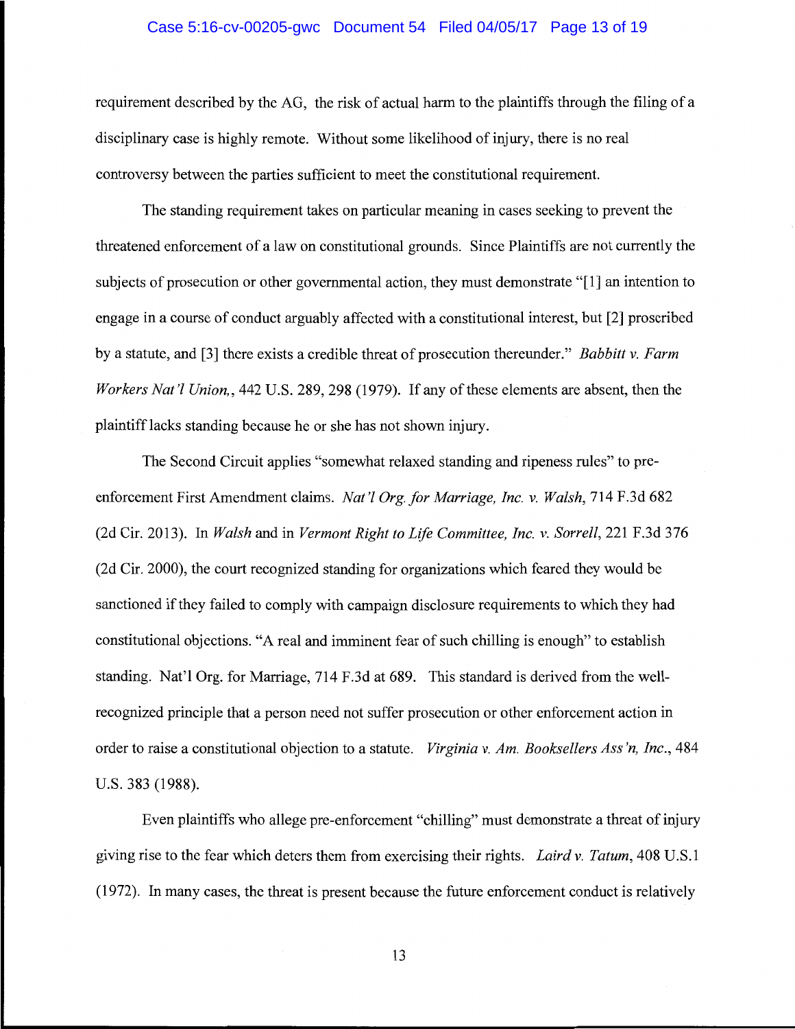requirement described by the AG, the risk of actual harm to the plaintiffs through the filing of a disciplinary case is highly remote. Without some likelihood of injury, there is no real controversy between the parties sufficient to meet the constitutional requirement.

The standing requirement takes on particular meaning in cases seeking to prevent the threatened enforcement of a law on constitutional grounds. Since Plaintiffs are not currently the subjects of prosecution or other governmental action, they must demonstrate "[1] an intention to engage in a course of conduct arguably affected with a constitutional interest, but [2] proscribed by a statute, and [3] there exists a credible threat of prosecution thereunder." *Babbitt v. Farm Workers Nat'l Union,*, 442 U.S. 289, 298 (1979). If any of these elements are absent, then the plaintiff lacks standing because he or she has not shown injury.

The Second Circuit applies "somewhat relaxed standing and ripeness rules" to pre-enforcement First Amendment claims. *Nat'l Org. for Marriage, Inc. v. Walsh*, 714 F.3d 682 (2d Cir. 2013). In *Walsh* and in *Vermont Right to Life Committee, Inc. v. Sorrell*, 221 F.3d 376 (2d Cir. 2000), the court recognized standing for organizations which feared they would be sanctioned if they failed to comply with campaign disclosure requirements to which they had constitutional objections. "A real and imminent fear of such chilling is enough" to establish standing. Nat'l Org. for Marriage, 714 F.3d at 689. This standard is derived from the well-recognized principle that a person need not suffer prosecution or other enforcement action in order to raise a constitutional objection to a statute. *Virginia v. Am. Booksellers Ass'n, Inc.*, 484 U.S. 383 (1988).

Even plaintiffs who allege pre-enforcement "chilling" must demonstrate a threat of injury giving rise to the fear which deters them from exercising their rights. *Laird v. Tatum*, 408 U.S.1 (1972). In many cases, the threat is present because the future enforcement conduct is relatively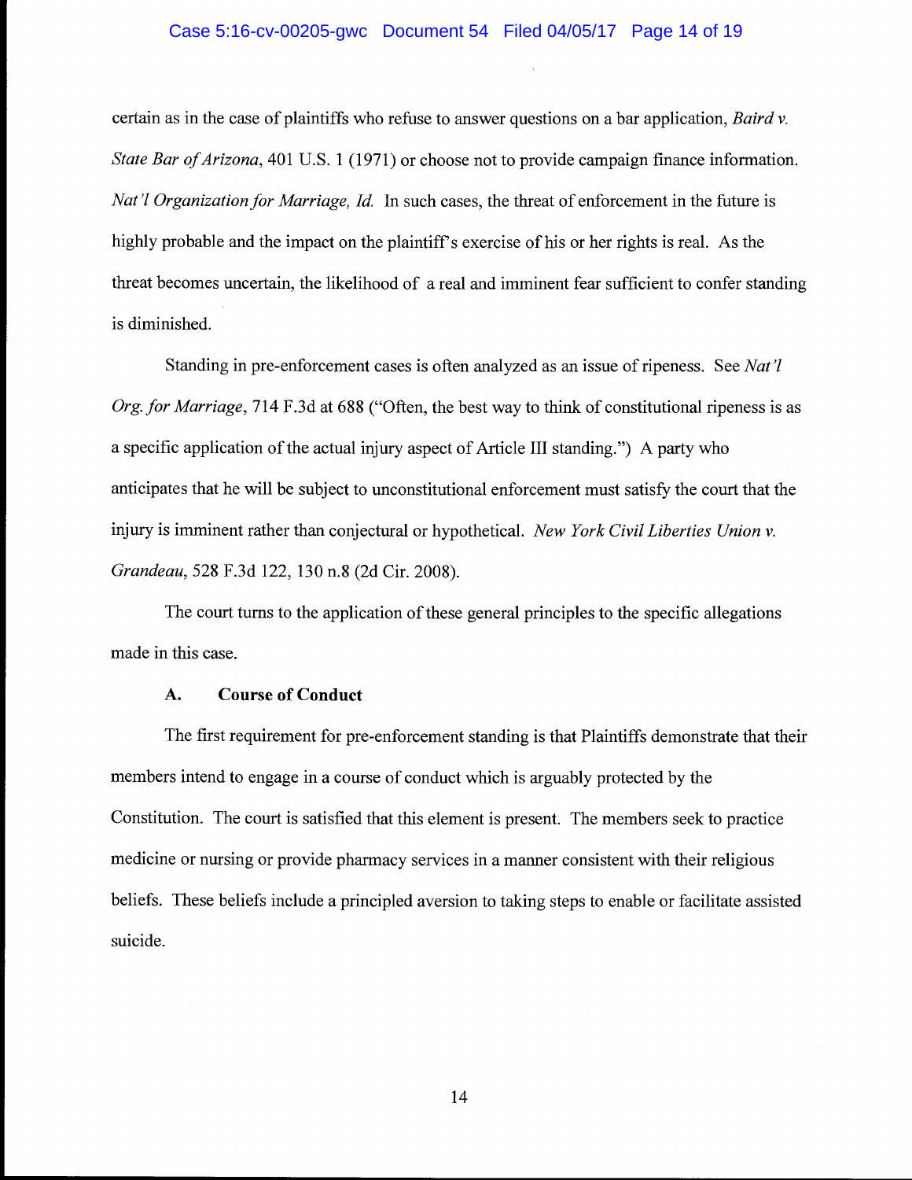certain as in the case of plaintiffs who refuse to answer questions on a bar application, *Baird v. State Bar of Arizona*, 401 U.S. 1 (1971) or choose not to provide campaign finance information. *Nat'l Organization for Marriage, Id.* In such cases, the threat of enforcement in the future is highly probable and the impact on the plaintiff's exercise of his or her rights is real. As the threat becomes uncertain, the likelihood of a real and imminent fear sufficient to confer standing is diminished.

Standing in pre-enforcement cases is often analyzed as an issue of ripeness. See *Nat'l Org. for Marriage*, 714 F.3d at 688 ("Often, the best way to think of constitutional ripeness is as a specific application of the actual injury aspect of Article III standing.") A party who anticipates that he will be subject to unconstitutional enforcement must satisfy the court that the injury is imminent rather than conjectural or hypothetical. *New York Civil Liberties Union v. Grandeau*, 528 F.3d 122, 130 n.8 (2d Cir. 2008).

The court turns to the application of these general principles to the specific allegations made in this case.

### A. Course of Conduct

The first requirement for pre-enforcement standing is that Plaintiffs demonstrate that their members intend to engage in a course of conduct which is arguably protected by the Constitution. The court is satisfied that this element is present. The members seek to practice medicine or nursing or provide pharmacy services in a manner consistent with their religious beliefs. These beliefs include a principled aversion to taking steps to enable or facilitate assisted suicide.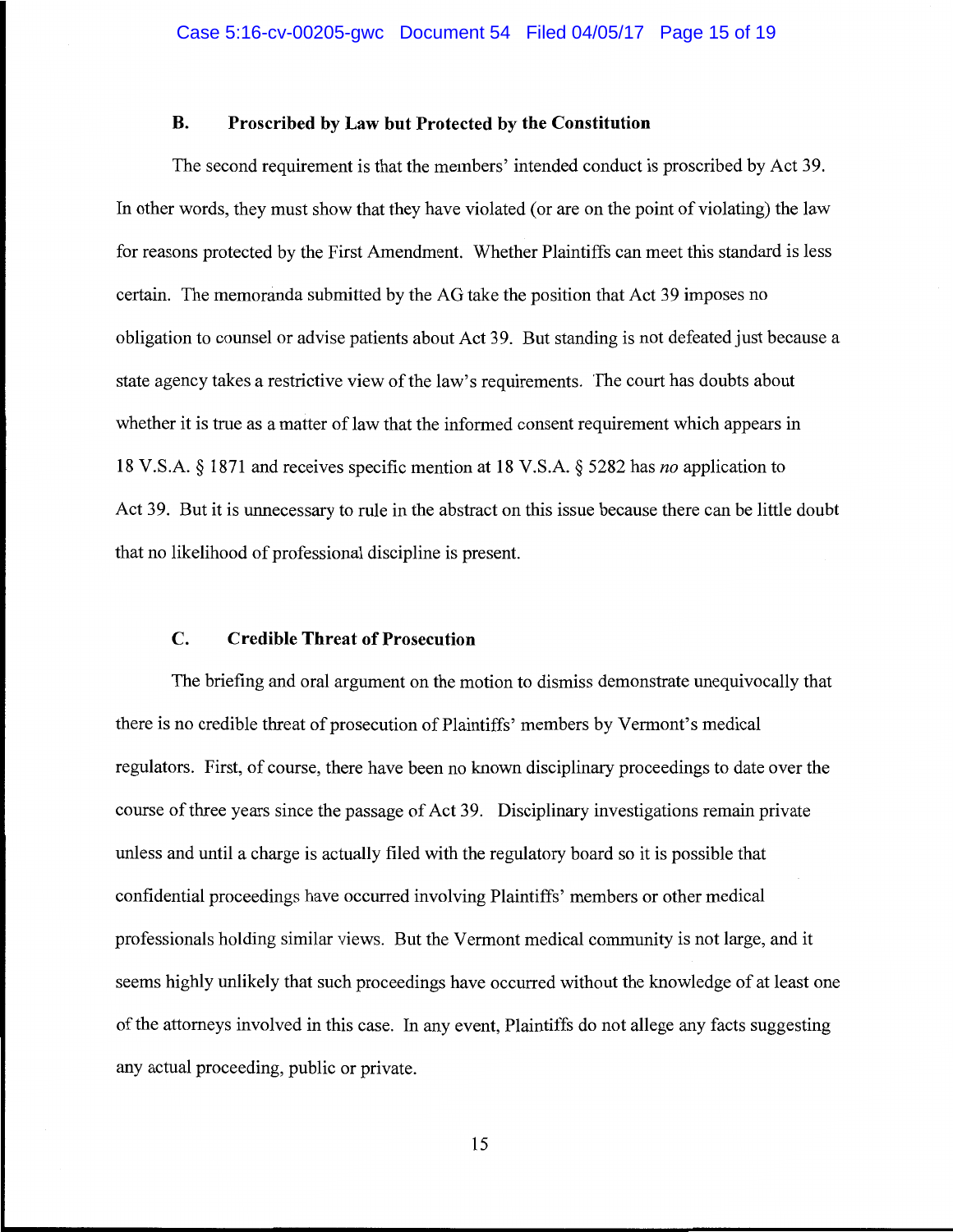### B. Proscribed by Law but Protected by the Constitution

The second requirement is that the members' intended conduct is proscribed by Act 39. In other words, they must show that they have violated (or are on the point of violating) the law for reasons protected by the First Amendment. Whether Plaintiffs can meet this standard is less certain. The memoranda submitted by the AG take the position that Act 39 imposes no obligation to counsel or advise patients about Act 39. But standing is not defeated just because a state agency takes a restrictive view of the law's requirements. The court has doubts about whether it is true as a matter of law that the informed consent requirement which appears in 18 V.S.A. § 1871 and receives specific mention at 18 V.S.A. § 5282 has *no* application to Act 39. But it is unnecessary to rule in the abstract on this issue because there can be little doubt that no likelihood of professional discipline is present.

### C. Credible Threat of Prosecution

The briefing and oral argument on the motion to dismiss demonstrate unequivocally that there is no credible threat of prosecution of Plaintiffs' members by Vermont's medical regulators. First, of course, there have been no known disciplinary proceedings to date over the course of three years since the passage of Act 39. Disciplinary investigations remain private unless and until a charge is actually filed with the regulatory board so it is possible that confidential proceedings have occurred involving Plaintiffs' members or other medical professionals holding similar views. But the Vermont medical community is not large, and it seems highly unlikely that such proceedings have occurred without the knowledge of at least one of the attorneys involved in this case. In any event, Plaintiffs do not allege any facts suggesting any actual proceeding, public or private.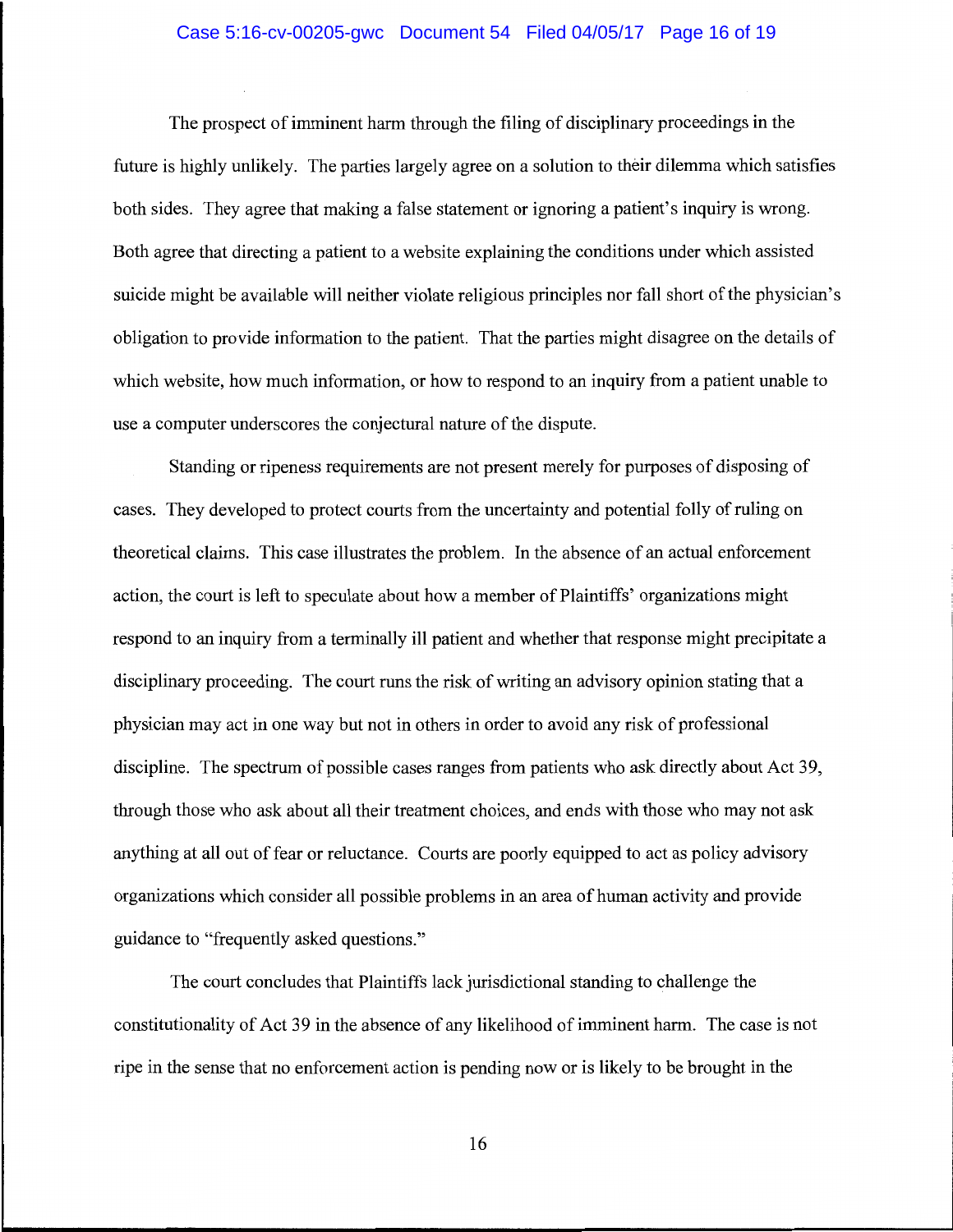The prospect of imminent harm through the filing of disciplinary proceedings in the future is highly unlikely. The parties largely agree on a solution to their dilemma which satisfies both sides. They agree that making a false statement or ignoring a patient's inquiry is wrong. Both agree that directing a patient to a website explaining the conditions under which assisted suicide might be available will neither violate religious principles nor fall short of the physician's obligation to provide information to the patient. That the parties might disagree on the details of which website, how much information, or how to respond to an inquiry from a patient unable to use a computer underscores the conjectural nature of the dispute.

Standing or ripeness requirements are not present merely for purposes of disposing of cases. They developed to protect courts from the uncertainty and potential folly of ruling on theoretical claims. This case illustrates the problem. In the absence of an actual enforcement action, the court is left to speculate about how a member of Plaintiffs' organizations might respond to an inquiry from a terminally ill patient and whether that response might precipitate a disciplinary proceeding. The court runs the risk of writing an advisory opinion stating that a physician may act in one way but not in others in order to avoid any risk of professional discipline. The spectrum of possible cases ranges from patients who ask directly about Act 39, through those who ask about all their treatment choices, and ends with those who may not ask anything at all out of fear or reluctance. Courts are poorly equipped to act as policy advisory organizations which consider all possible problems in an area of human activity and provide guidance to "frequently asked questions."

The court concludes that Plaintiffs lack jurisdictional standing to challenge the constitutionality of Act 39 in the absence of any likelihood of imminent harm. The case is not ripe in the sense that no enforcement action is pending now or is likely to be brought in the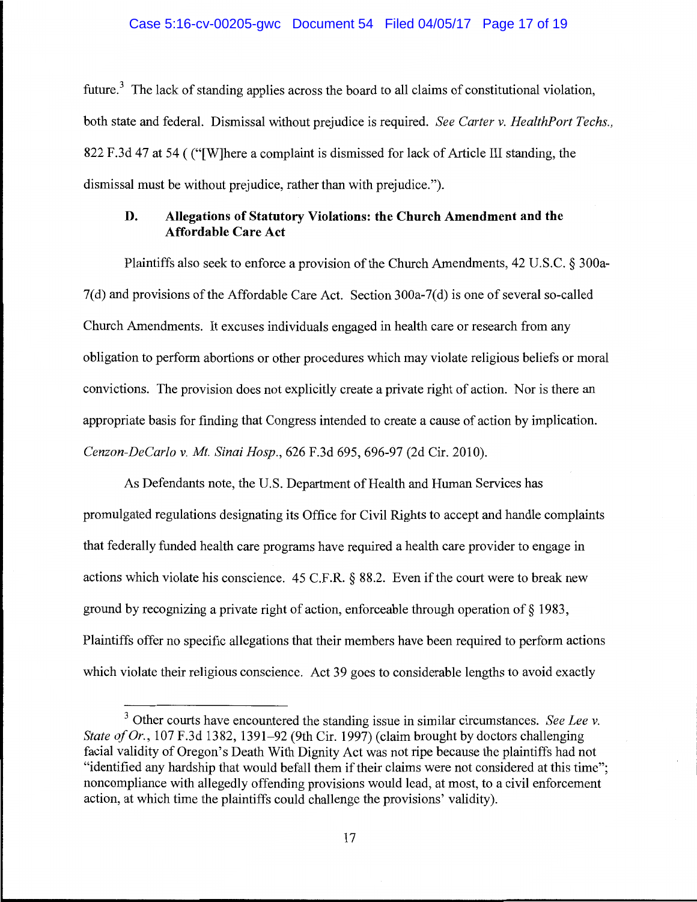future.[3] The lack of standing applies across the board to all claims of constitutional violation, both state and federal. Dismissal without prejudice is required. *See Carter v. HealthPort Techs.*, 822 F.3d 47 at 54 ( ("[W]here a complaint is dismissed for lack of Article III standing, the dismissal must be without prejudice, rather than with prejudice.").

### D. Allegations of Statutory Violations: the Church Amendment and the Affordable Care Act

Plaintiffs also seek to enforce a provision of the Church Amendments, 42 U.S.C. § 300a-7(d) and provisions of the Affordable Care Act. Section 300a-7(d) is one of several so-called Church Amendments. It excuses individuals engaged in health care or research from any obligation to perform abortions or other procedures which may violate religious beliefs or moral convictions. The provision does not explicitly create a private right of action. Nor is there an appropriate basis for finding that Congress intended to create a cause of action by implication. *Cenzon-DeCarlo v. Mt. Sinai Hosp.*, 626 F.3d 695, 696-97 (2d Cir. 2010).

As Defendants note, the U.S. Department of Health and Human Services has promulgated regulations designating its Office for Civil Rights to accept and handle complaints that federally funded health care programs have required a health care provider to engage in actions which violate his conscience. 45 C.F.R. § 88.2. Even if the court were to break new ground by recognizing a private right of action, enforceable through operation of § 1983, Plaintiffs offer no specific allegations that their members have been required to perform actions which violate their religious conscience. Act 39 goes to considerable lengths to avoid exactly

[3] Other courts have encountered the standing issue in similar circumstances. *See Lee v. State of Or.*, 107 F.3d 1382, 1391–92 (9th Cir. 1997) (claim brought by doctors challenging facial validity of Oregon's Death With Dignity Act was not ripe because the plaintiffs had not "identified any hardship that would befall them if their claims were not considered at this time"; noncompliance with allegedly offending provisions would lead, at most, to a civil enforcement action, at which time the plaintiffs could challenge the provisions' validity).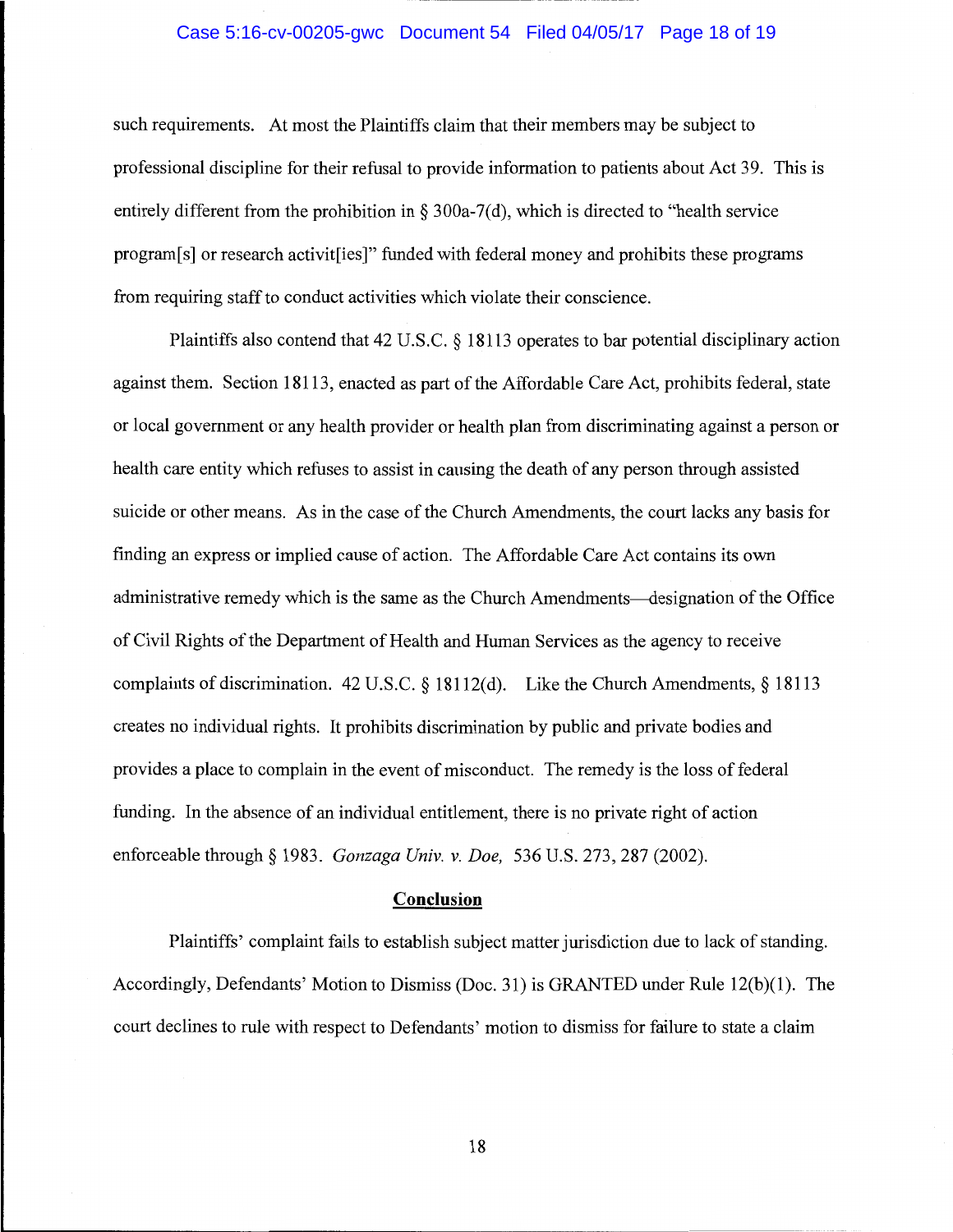such requirements. At most the Plaintiffs claim that their members may be subject to professional discipline for their refusal to provide information to patients about Act 39. This is entirely different from the prohibition in § 300a-7(d), which is directed to "health service program[s] or research activit[ies]" funded with federal money and prohibits these programs from requiring staff to conduct activities which violate their conscience.

Plaintiffs also contend that 42 U.S.C. § 18113 operates to bar potential disciplinary action against them. Section 18113, enacted as part of the Affordable Care Act, prohibits federal, state or local government or any health provider or health plan from discriminating against a person or health care entity which refuses to assist in causing the death of any person through assisted suicide or other means. As in the case of the Church Amendments, the court lacks any basis for finding an express or implied cause of action. The Affordable Care Act contains its own administrative remedy which is the same as the Church Amendments—designation of the Office of Civil Rights of the Department of Health and Human Services as the agency to receive complaints of discrimination. 42 U.S.C. § 18112(d). Like the Church Amendments, § 18113 creates no individual rights. It prohibits discrimination by public and private bodies and provides a place to complain in the event of misconduct. The remedy is the loss of federal funding. In the absence of an individual entitlement, there is no private right of action enforceable through § 1983. *Gonzaga Univ. v. Doe,* 536 U.S. 273, 287 (2002).

**Conclusion**

Plaintiffs' complaint fails to establish subject matter jurisdiction due to lack of standing. Accordingly, Defendants' Motion to Dismiss (Doc. 31) is GRANTED under Rule 12(b)(1). The court declines to rule with respect to Defendants' motion to dismiss for failure to state a claim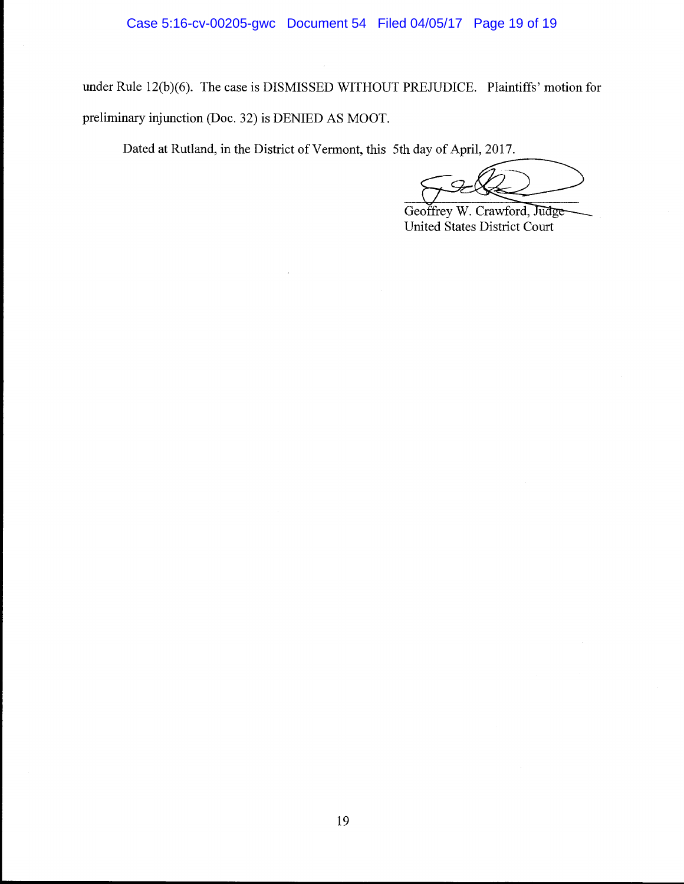under Rule 12(b)(6). The case is DISMISSED WITHOUT PREJUDICE. Plaintiffs' motion for preliminary injunction (Doc. 32) is DENIED AS MOOT.

Dated at Rutland, in the District of Vermont, this 5th day of April, 2017.

Geoffrey W. Crawford, Judge
United States District Court